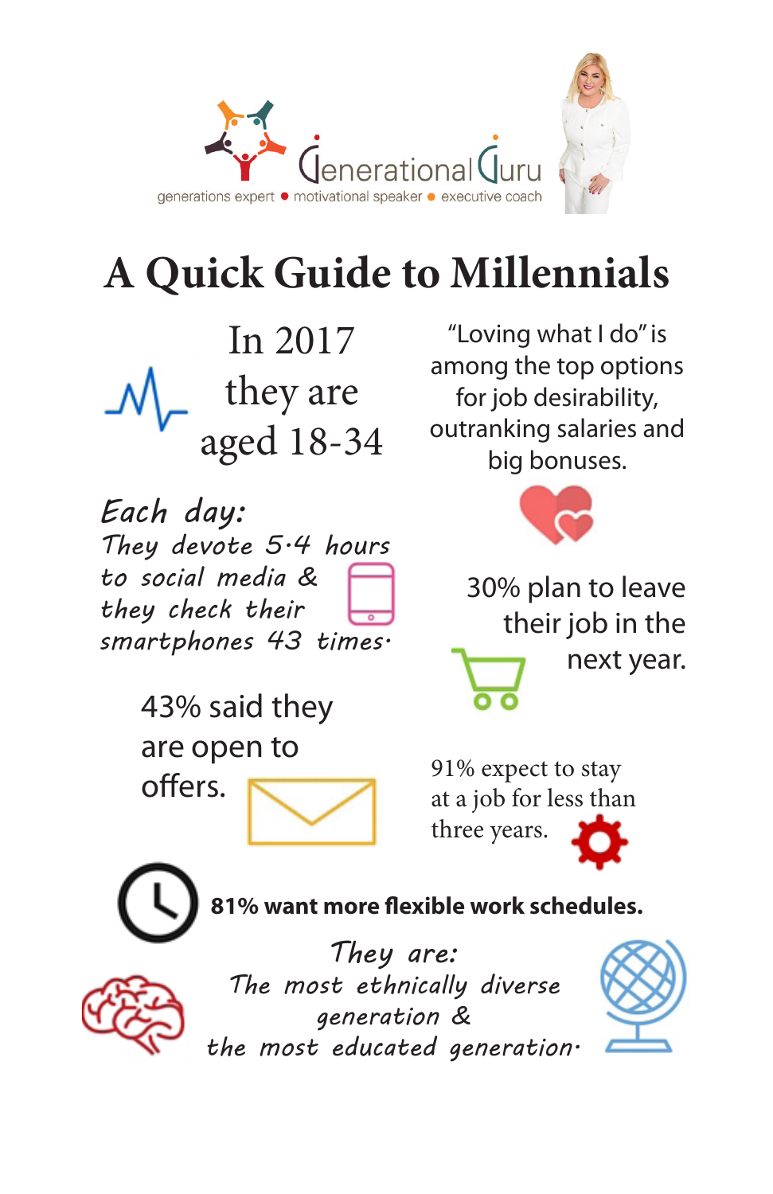Generational Guru

generations expert ● motivational speaker ● executive coach

# A Quick Guide to Millennials

In 2017 they are aged 18-34

"Loving what I do" is among the top options for job desirability, outranking salaries and big bonuses.

*Each day:*
*They devote 5.4 hours to social media & they check their smartphones 43 times.*

30% plan to leave their job in the next year.

43% said they are open to offers.

91% expect to stay at a job for less than three years.

**81% want more flexible work schedules.**

*They are:*
*The most ethnically diverse generation &*
*the most educated generation.*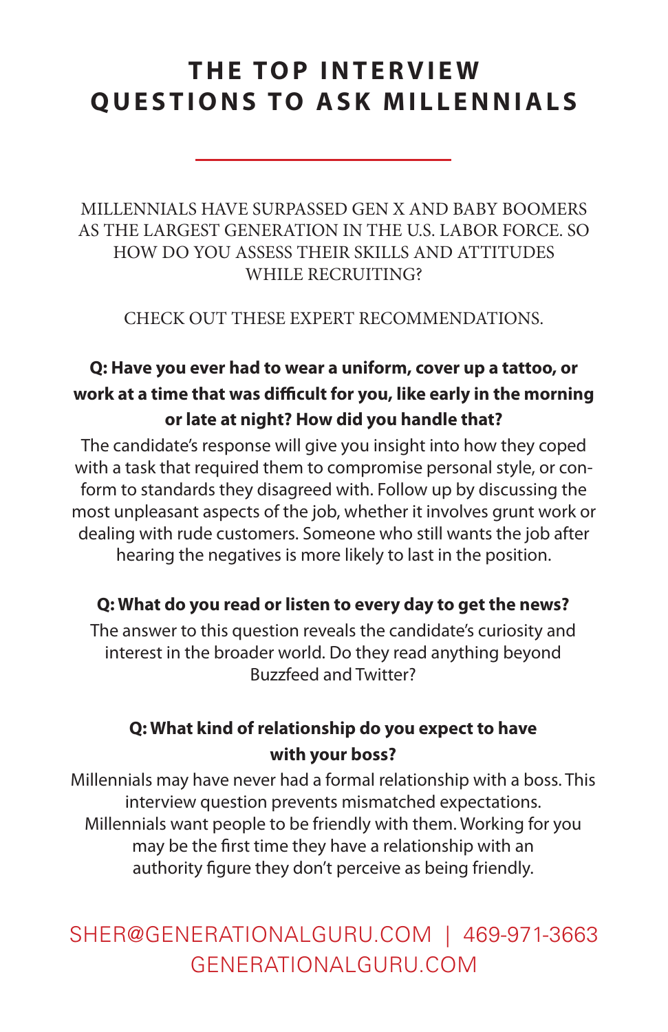# THE TOP INTERVIEW QUESTIONS TO ASK MILLENNIALS

MILLENNIALS HAVE SURPASSED GEN X AND BABY BOOMERS AS THE LARGEST GENERATION IN THE U.S. LABOR FORCE. SO HOW DO YOU ASSESS THEIR SKILLS AND ATTITUDES WHILE RECRUITING?

CHECK OUT THESE EXPERT RECOMMENDATIONS.

**Q: Have you ever had to wear a uniform, cover up a tattoo, or work at a time that was difficult for you, like early in the morning or late at night? How did you handle that?**

The candidate's response will give you insight into how they coped with a task that required them to compromise personal style, or conform to standards they disagreed with. Follow up by discussing the most unpleasant aspects of the job, whether it involves grunt work or dealing with rude customers. Someone who still wants the job after hearing the negatives is more likely to last in the position.

**Q: What do you read or listen to every day to get the news?**

The answer to this question reveals the candidate's curiosity and interest in the broader world. Do they read anything beyond Buzzfeed and Twitter?

**Q: What kind of relationship do you expect to have with your boss?**

Millennials may have never had a formal relationship with a boss. This interview question prevents mismatched expectations. Millennials want people to be friendly with them. Working for you may be the first time they have a relationship with an authority figure they don't perceive as being friendly.

SHER@GENERATIONALGURU.COM | 469-971-3663
GENERATIONALGURU.COM